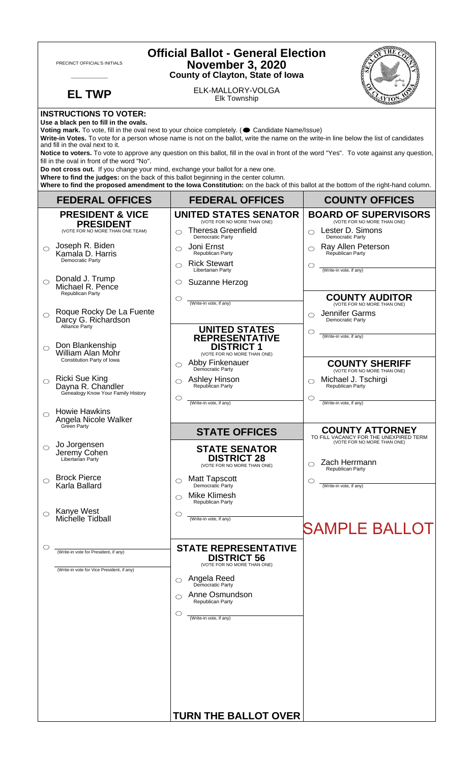PRECINCT OFFICIAL'S INITIALS

\_\_\_\_\_\_\_\_\_\_\_\_

**EL TWP**

# Official Ballot - General Election
## November 3, 2020
### County of Clayton, State of Iowa

ELK-MALLORY-VOLGA
Elk Township

**INSTRUCTIONS TO VOTER:**
**Use a black pen to fill in the ovals.**
**Voting mark.** To vote, fill in the oval next to your choice completely. (● Candidate Name/Issue)
**Write-in Votes.** To vote for a person whose name is not on the ballot, write the name on the write-in line below the list of candidates and fill in the oval next to it.
**Notice to voters.** To vote to approve any question on this ballot, fill in the oval in front of the word "Yes". To vote against any question, fill in the oval in front of the word "No".
**Do not cross out.** If you change your mind, exchange your ballot for a new one.
**Where to find the judges:** on the back of this ballot beginning in the center column.
**Where to find the proposed amendment to the Iowa Constitution:** on the back of this ballot at the bottom of the right-hand column.

## FEDERAL OFFICES

### PRESIDENT & VICE PRESIDENT
(VOTE FOR NO MORE THAN ONE TEAM)

- ○ Joseph R. Biden / Kamala D. Harris — Democratic Party
- ○ Donald J. Trump / Michael R. Pence — Republican Party
- ○ Roque Rocky De La Fuente / Darcy G. Richardson — Alliance Party
- ○ Don Blankenship / William Alan Mohr — Constitution Party of Iowa
- ○ Ricki Sue King / Dayna R. Chandler — Genealogy Know Your Family History
- ○ Howie Hawkins / Angela Nicole Walker — Green Party
- ○ Jo Jorgensen / Jeremy Cohen — Libertarian Party
- ○ Brock Pierce / Karla Ballard
- ○ Kanye West / Michelle Tidball
- ○ \_\_\_\_\_\_\_\_\_\_ (Write-in vote for President, if any)
  \_\_\_\_\_\_\_\_\_\_ (Write-in vote for Vice President, if any)

## FEDERAL OFFICES

### UNITED STATES SENATOR
(VOTE FOR NO MORE THAN ONE)

- ○ Theresa Greenfield — Democratic Party
- ○ Joni Ernst — Republican Party
- ○ Rick Stewart — Libertarian Party
- ○ Suzanne Herzog
- ○ \_\_\_\_\_\_\_\_\_\_ (Write-in vote, if any)

### UNITED STATES REPRESENTATIVE DISTRICT 1
(VOTE FOR NO MORE THAN ONE)

- ○ Abby Finkenauer — Democratic Party
- ○ Ashley Hinson — Republican Party
- ○ \_\_\_\_\_\_\_\_\_\_ (Write-in vote, if any)

## STATE OFFICES

### STATE SENATOR DISTRICT 28
(VOTE FOR NO MORE THAN ONE)

- ○ Matt Tapscott — Democratic Party
- ○ Mike Klimesh — Republican Party
- ○ \_\_\_\_\_\_\_\_\_\_ (Write-in vote, if any)

### STATE REPRESENTATIVE DISTRICT 56
(VOTE FOR NO MORE THAN ONE)

- ○ Angela Reed — Democratic Party
- ○ Anne Osmundson — Republican Party
- ○ \_\_\_\_\_\_\_\_\_\_ (Write-in vote, if any)

**TURN THE BALLOT OVER**

## COUNTY OFFICES

### BOARD OF SUPERVISORS
(VOTE FOR NO MORE THAN ONE)

- ○ Lester D. Simons — Democratic Party
- ○ Ray Allen Peterson — Republican Party
- ○ \_\_\_\_\_\_\_\_\_\_ (Write-in vote, if any)

### COUNTY AUDITOR
(VOTE FOR NO MORE THAN ONE)

- ○ Jennifer Garms — Democratic Party
- ○ \_\_\_\_\_\_\_\_\_\_ (Write-in vote, if any)

### COUNTY SHERIFF
(VOTE FOR NO MORE THAN ONE)

- ○ Michael J. Tschirgi — Republican Party
- ○ \_\_\_\_\_\_\_\_\_\_ (Write-in vote, if any)

### COUNTY ATTORNEY
TO FILL VACANCY FOR THE UNEXPIRED TERM
(VOTE FOR NO MORE THAN ONE)

- ○ Zach Herrmann — Republican Party
- ○ \_\_\_\_\_\_\_\_\_\_ (Write-in vote, if any)

SAMPLE BALLOT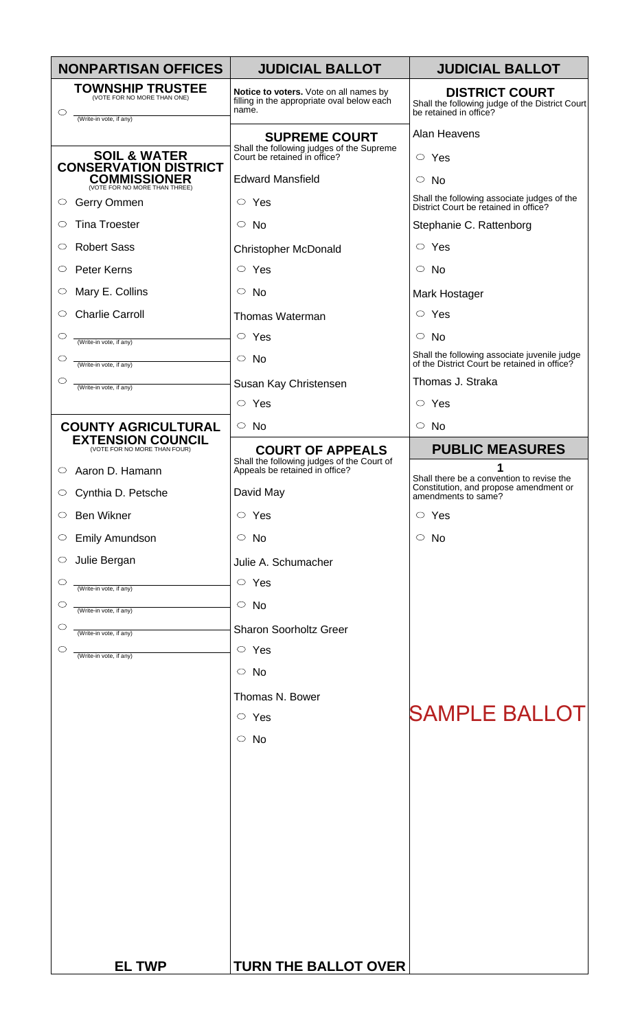## NONPARTISAN OFFICES

### TOWNSHIP TRUSTEE
(VOTE FOR NO MORE THAN ONE)

- ○ ____________ (Write-in vote, if any)

### SOIL & WATER CONSERVATION DISTRICT COMMISSIONER
(VOTE FOR NO MORE THAN THREE)

- ○ Gerry Ommen
- ○ Tina Troester
- ○ Robert Sass
- ○ Peter Kerns
- ○ Mary E. Collins
- ○ Charlie Carroll
- ○ ____________ (Write-in vote, if any)
- ○ ____________ (Write-in vote, if any)
- ○ ____________ (Write-in vote, if any)

### COUNTY AGRICULTURAL EXTENSION COUNCIL
(VOTE FOR NO MORE THAN FOUR)

- ○ Aaron D. Hamann
- ○ Cynthia D. Petsche
- ○ Ben Wikner
- ○ Emily Amundson
- ○ Julie Bergan
- ○ ____________ (Write-in vote, if any)
- ○ ____________ (Write-in vote, if any)
- ○ ____________ (Write-in vote, if any)
- ○ ____________ (Write-in vote, if any)

EL TWP

## JUDICIAL BALLOT

**Notice to voters.** Vote on all names by filling in the appropriate oval below each name.

### SUPREME COURT
Shall the following judges of the Supreme Court be retained in office?

Edward Mansfield
- ○ Yes
- ○ No

Christopher McDonald
- ○ Yes
- ○ No

Thomas Waterman
- ○ Yes
- ○ No

Susan Kay Christensen
- ○ Yes
- ○ No

### COURT OF APPEALS
Shall the following judges of the Court of Appeals be retained in office?

David May
- ○ Yes
- ○ No

Julie A. Schumacher
- ○ Yes
- ○ No

Sharon Soorholtz Greer
- ○ Yes
- ○ No

Thomas N. Bower
- ○ Yes
- ○ No

TURN THE BALLOT OVER

## JUDICIAL BALLOT

### DISTRICT COURT
Shall the following judge of the District Court be retained in office?

Alan Heavens
- ○ Yes
- ○ No

Shall the following associate judges of the District Court be retained in office?

Stephanie C. Rattenborg
- ○ Yes
- ○ No

Mark Hostager
- ○ Yes
- ○ No

Shall the following associate juvenile judge of the District Court be retained in office?

Thomas J. Straka
- ○ Yes
- ○ No

## PUBLIC MEASURES

**1**

Shall there be a convention to revise the Constitution, and propose amendment or amendments to same?

- ○ Yes
- ○ No

SAMPLE BALLOT